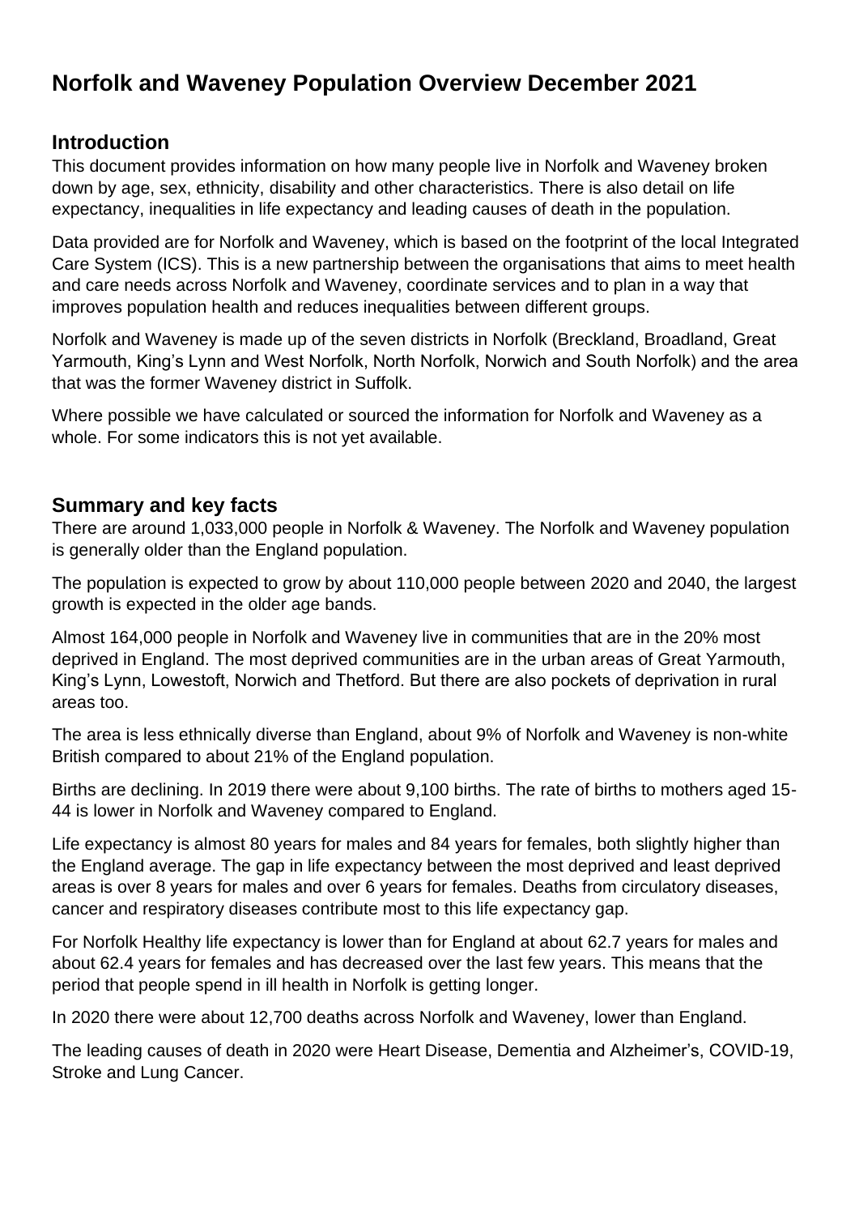# Norfolk and Waveney Population Overview December 2021

## Introduction

This document provides information on how many people live in Norfolk and Waveney broken down by age, sex, ethnicity, disability and other characteristics. There is also detail on life expectancy, inequalities in life expectancy and leading causes of death in the population.

Data provided are for Norfolk and Waveney, which is based on the footprint of the local Integrated Care System (ICS). This is a new partnership between the organisations that aims to meet health and care needs across Norfolk and Waveney, coordinate services and to plan in a way that improves population health and reduces inequalities between different groups.

Norfolk and Waveney is made up of the seven districts in Norfolk (Breckland, Broadland, Great Yarmouth, King's Lynn and West Norfolk, North Norfolk, Norwich and South Norfolk) and the area that was the former Waveney district in Suffolk.

Where possible we have calculated or sourced the information for Norfolk and Waveney as a whole. For some indicators this is not yet available.

## Summary and key facts

There are around 1,033,000 people in Norfolk & Waveney. The Norfolk and Waveney population is generally older than the England population.

The population is expected to grow by about 110,000 people between 2020 and 2040, the largest growth is expected in the older age bands.

Almost 164,000 people in Norfolk and Waveney live in communities that are in the 20% most deprived in England. The most deprived communities are in the urban areas of Great Yarmouth, King's Lynn, Lowestoft, Norwich and Thetford. But there are also pockets of deprivation in rural areas too.

The area is less ethnically diverse than England, about 9% of Norfolk and Waveney is non-white British compared to about 21% of the England population.

Births are declining. In 2019 there were about 9,100 births. The rate of births to mothers aged 15-44 is lower in Norfolk and Waveney compared to England.

Life expectancy is almost 80 years for males and 84 years for females, both slightly higher than the England average. The gap in life expectancy between the most deprived and least deprived areas is over 8 years for males and over 6 years for females. Deaths from circulatory diseases, cancer and respiratory diseases contribute most to this life expectancy gap.

For Norfolk Healthy life expectancy is lower than for England at about 62.7 years for males and about 62.4 years for females and has decreased over the last few years. This means that the period that people spend in ill health in Norfolk is getting longer.

In 2020 there were about 12,700 deaths across Norfolk and Waveney, lower than England.

The leading causes of death in 2020 were Heart Disease, Dementia and Alzheimer's, COVID-19, Stroke and Lung Cancer.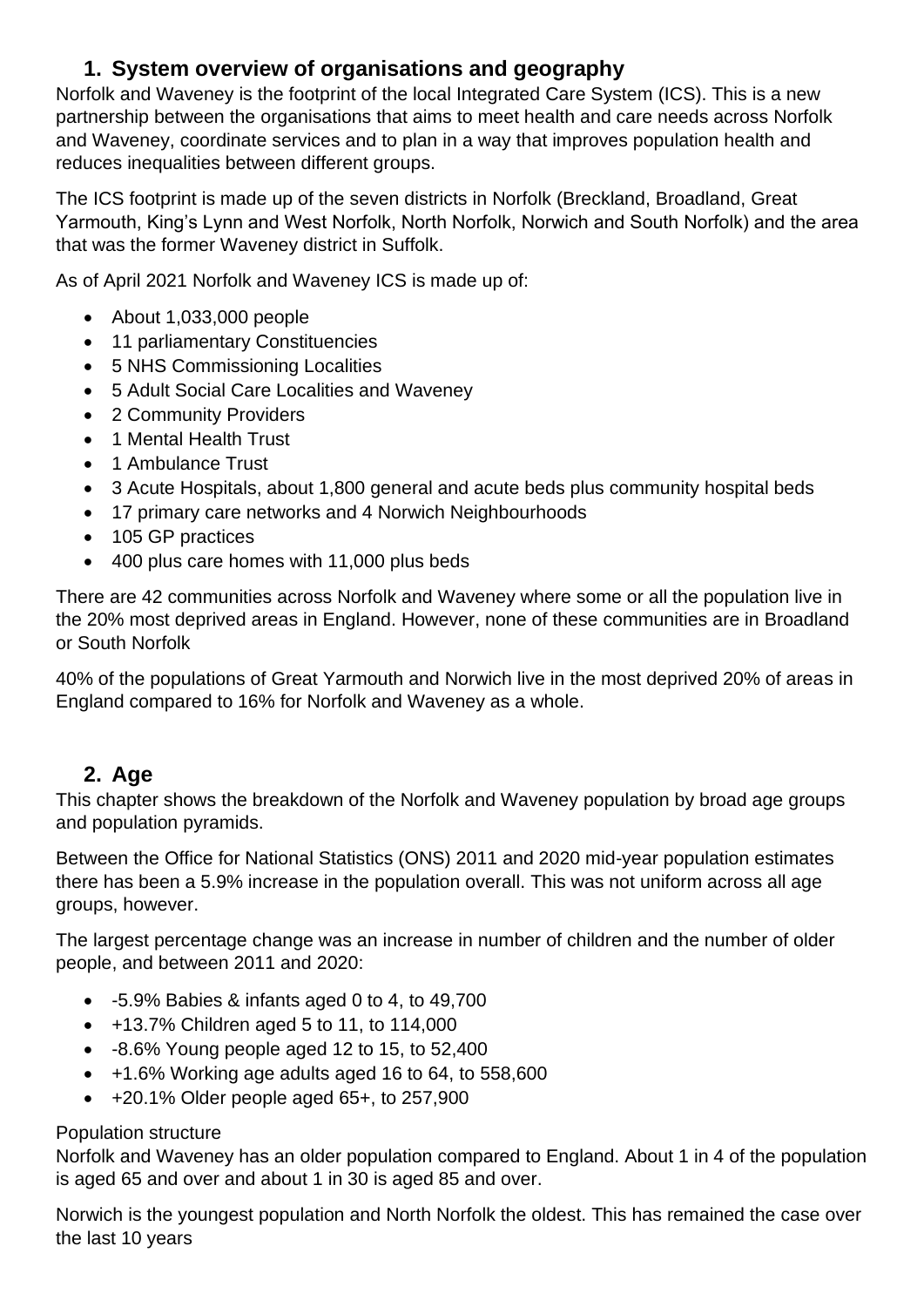## 1. System overview of organisations and geography

Norfolk and Waveney is the footprint of the local Integrated Care System (ICS). This is a new partnership between the organisations that aims to meet health and care needs across Norfolk and Waveney, coordinate services and to plan in a way that improves population health and reduces inequalities between different groups.

The ICS footprint is made up of the seven districts in Norfolk (Breckland, Broadland, Great Yarmouth, King's Lynn and West Norfolk, North Norfolk, Norwich and South Norfolk) and the area that was the former Waveney district in Suffolk.

As of April 2021 Norfolk and Waveney ICS is made up of:

- About 1,033,000 people
- 11 parliamentary Constituencies
- 5 NHS Commissioning Localities
- 5 Adult Social Care Localities and Waveney
- 2 Community Providers
- 1 Mental Health Trust
- 1 Ambulance Trust
- 3 Acute Hospitals, about 1,800 general and acute beds plus community hospital beds
- 17 primary care networks and 4 Norwich Neighbourhoods
- 105 GP practices
- 400 plus care homes with 11,000 plus beds

There are 42 communities across Norfolk and Waveney where some or all the population live in the 20% most deprived areas in England. However, none of these communities are in Broadland or South Norfolk

40% of the populations of Great Yarmouth and Norwich live in the most deprived 20% of areas in England compared to 16% for Norfolk and Waveney as a whole.

## 2. Age

This chapter shows the breakdown of the Norfolk and Waveney population by broad age groups and population pyramids.

Between the Office for National Statistics (ONS) 2011 and 2020 mid-year population estimates there has been a 5.9% increase in the population overall. This was not uniform across all age groups, however.

The largest percentage change was an increase in number of children and the number of older people, and between 2011 and 2020:

- -5.9% Babies & infants aged 0 to 4, to 49,700
- +13.7% Children aged 5 to 11, to 114,000
- -8.6% Young people aged 12 to 15, to 52,400
- +1.6% Working age adults aged 16 to 64, to 558,600
- +20.1% Older people aged 65+, to 257,900

Population structure

Norfolk and Waveney has an older population compared to England. About 1 in 4 of the population is aged 65 and over and about 1 in 30 is aged 85 and over.

Norwich is the youngest population and North Norfolk the oldest. This has remained the case over the last 10 years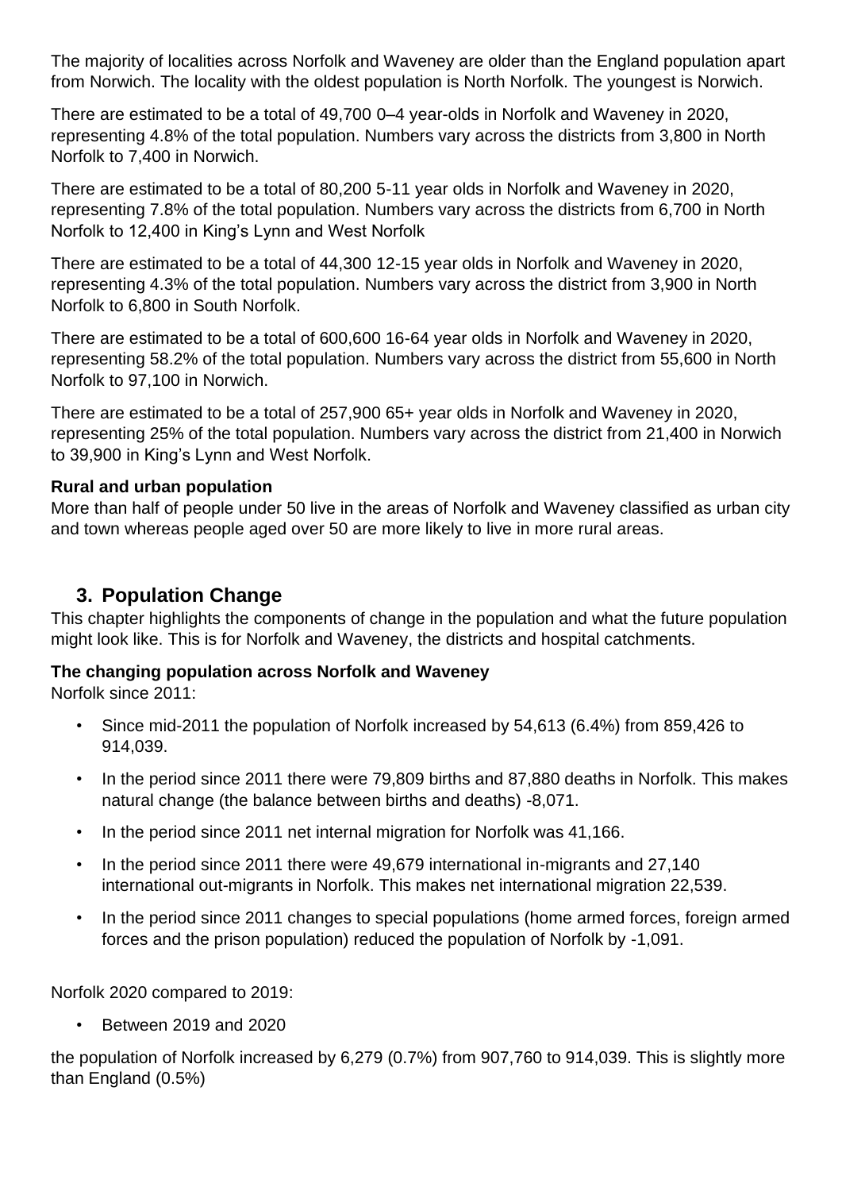The majority of localities across Norfolk and Waveney are older than the England population apart from Norwich. The locality with the oldest population is North Norfolk. The youngest is Norwich.

There are estimated to be a total of 49,700 0–4 year-olds in Norfolk and Waveney in 2020, representing 4.8% of the total population. Numbers vary across the districts from 3,800 in North Norfolk to 7,400 in Norwich.

There are estimated to be a total of 80,200 5-11 year olds in Norfolk and Waveney in 2020, representing 7.8% of the total population. Numbers vary across the districts from 6,700 in North Norfolk to 12,400 in King's Lynn and West Norfolk

There are estimated to be a total of 44,300 12-15 year olds in Norfolk and Waveney in 2020, representing 4.3% of the total population. Numbers vary across the district from 3,900 in North Norfolk to 6,800 in South Norfolk.

There are estimated to be a total of 600,600 16-64 year olds in Norfolk and Waveney in 2020, representing 58.2% of the total population. Numbers vary across the district from 55,600 in North Norfolk to 97,100 in Norwich.

There are estimated to be a total of 257,900 65+ year olds in Norfolk and Waveney in 2020, representing 25% of the total population. Numbers vary across the district from 21,400 in Norwich to 39,900 in King's Lynn and West Norfolk.

**Rural and urban population**

More than half of people under 50 live in the areas of Norfolk and Waveney classified as urban city and town whereas people aged over 50 are more likely to live in more rural areas.

## 3. Population Change

This chapter highlights the components of change in the population and what the future population might look like. This is for Norfolk and Waveney, the districts and hospital catchments.

**The changing population across Norfolk and Waveney**

Norfolk since 2011:

- Since mid-2011 the population of Norfolk increased by 54,613 (6.4%) from 859,426 to 914,039.
- In the period since 2011 there were 79,809 births and 87,880 deaths in Norfolk. This makes natural change (the balance between births and deaths) -8,071.
- In the period since 2011 net internal migration for Norfolk was 41,166.
- In the period since 2011 there were 49,679 international in-migrants and 27,140 international out-migrants in Norfolk. This makes net international migration 22,539.
- In the period since 2011 changes to special populations (home armed forces, foreign armed forces and the prison population) reduced the population of Norfolk by -1,091.

Norfolk 2020 compared to 2019:

- Between 2019 and 2020

the population of Norfolk increased by 6,279 (0.7%) from 907,760 to 914,039. This is slightly more than England (0.5%)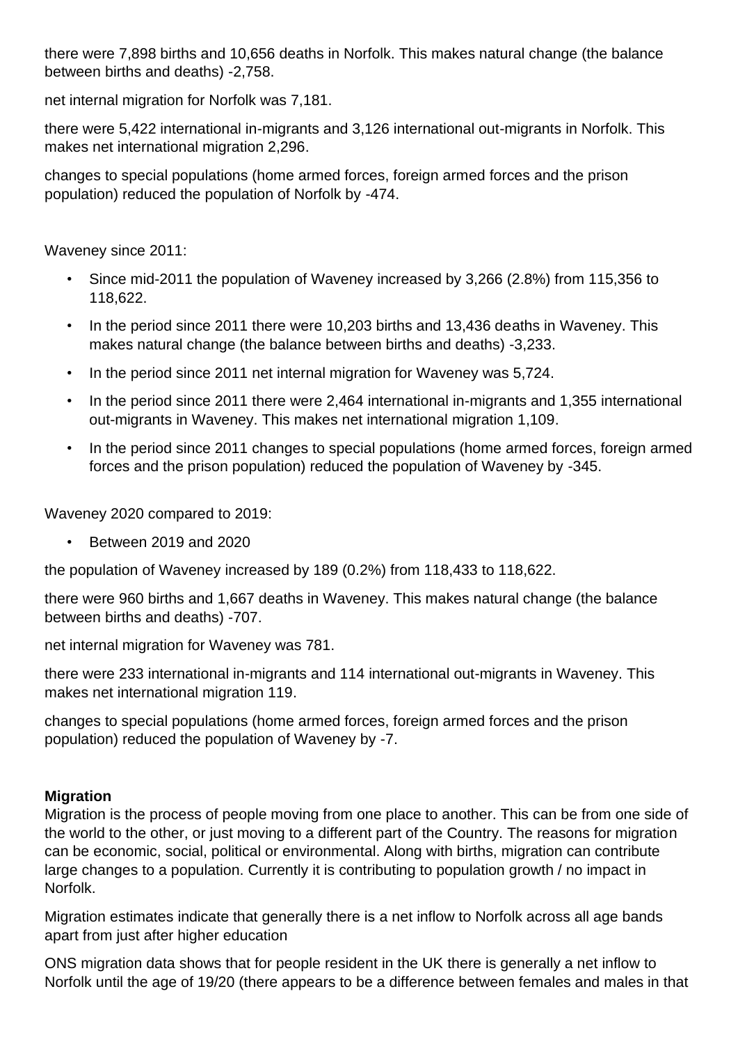there were 7,898 births and 10,656 deaths in Norfolk. This makes natural change (the balance between births and deaths) -2,758.

net internal migration for Norfolk was 7,181.

there were 5,422 international in-migrants and 3,126 international out-migrants in Norfolk. This makes net international migration 2,296.

changes to special populations (home armed forces, foreign armed forces and the prison population) reduced the population of Norfolk by -474.

Waveney since 2011:

- Since mid-2011 the population of Waveney increased by 3,266 (2.8%) from 115,356 to 118,622.
- In the period since 2011 there were 10,203 births and 13,436 deaths in Waveney. This makes natural change (the balance between births and deaths) -3,233.
- In the period since 2011 net internal migration for Waveney was 5,724.
- In the period since 2011 there were 2,464 international in-migrants and 1,355 international out-migrants in Waveney. This makes net international migration 1,109.
- In the period since 2011 changes to special populations (home armed forces, foreign armed forces and the prison population) reduced the population of Waveney by -345.

Waveney 2020 compared to 2019:

- Between 2019 and 2020

the population of Waveney increased by 189 (0.2%) from 118,433 to 118,622.

there were 960 births and 1,667 deaths in Waveney. This makes natural change (the balance between births and deaths) -707.

net internal migration for Waveney was 781.

there were 233 international in-migrants and 114 international out-migrants in Waveney. This makes net international migration 119.

changes to special populations (home armed forces, foreign armed forces and the prison population) reduced the population of Waveney by -7.

**Migration**

Migration is the process of people moving from one place to another. This can be from one side of the world to the other, or just moving to a different part of the Country. The reasons for migration can be economic, social, political or environmental. Along with births, migration can contribute large changes to a population. Currently it is contributing to population growth / no impact in Norfolk.

Migration estimates indicate that generally there is a net inflow to Norfolk across all age bands apart from just after higher education

ONS migration data shows that for people resident in the UK there is generally a net inflow to Norfolk until the age of 19/20 (there appears to be a difference between females and males in that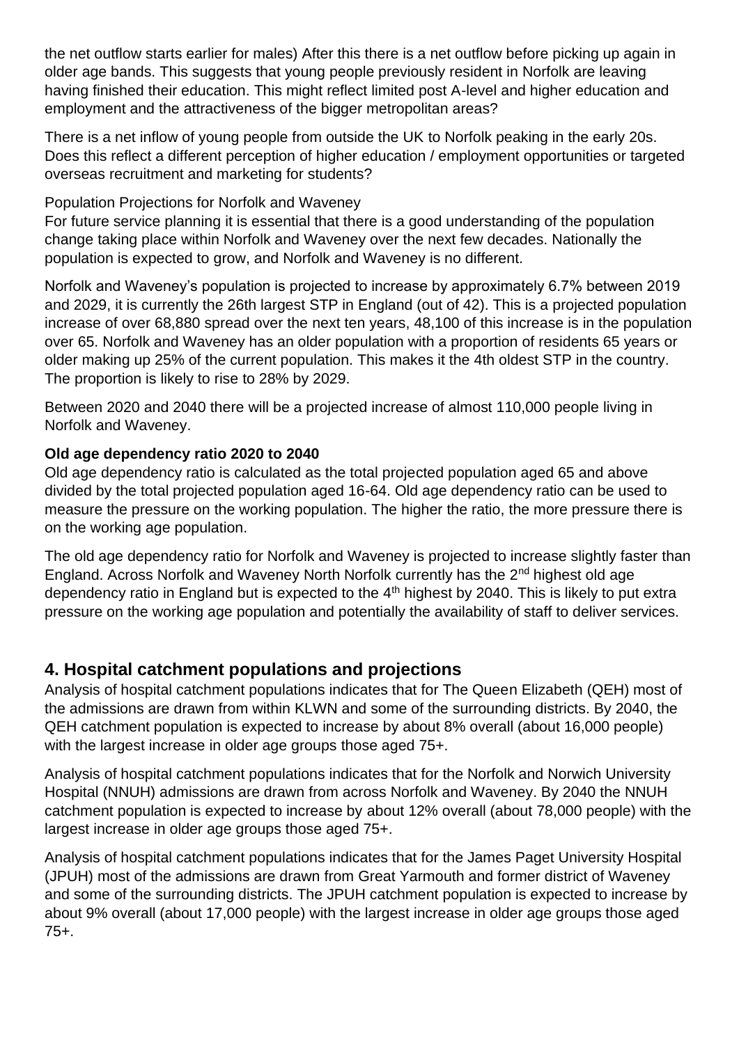the net outflow starts earlier for males) After this there is a net outflow before picking up again in older age bands. This suggests that young people previously resident in Norfolk are leaving having finished their education. This might reflect limited post A-level and higher education and employment and the attractiveness of the bigger metropolitan areas?

There is a net inflow of young people from outside the UK to Norfolk peaking in the early 20s. Does this reflect a different perception of higher education / employment opportunities or targeted overseas recruitment and marketing for students?

Population Projections for Norfolk and Waveney

For future service planning it is essential that there is a good understanding of the population change taking place within Norfolk and Waveney over the next few decades. Nationally the population is expected to grow, and Norfolk and Waveney is no different.

Norfolk and Waveney's population is projected to increase by approximately 6.7% between 2019 and 2029, it is currently the 26th largest STP in England (out of 42). This is a projected population increase of over 68,880 spread over the next ten years, 48,100 of this increase is in the population over 65. Norfolk and Waveney has an older population with a proportion of residents 65 years or older making up 25% of the current population. This makes it the 4th oldest STP in the country. The proportion is likely to rise to 28% by 2029.

Between 2020 and 2040 there will be a projected increase of almost 110,000 people living in Norfolk and Waveney.

**Old age dependency ratio 2020 to 2040**

Old age dependency ratio is calculated as the total projected population aged 65 and above divided by the total projected population aged 16-64. Old age dependency ratio can be used to measure the pressure on the working population. The higher the ratio, the more pressure there is on the working age population.

The old age dependency ratio for Norfolk and Waveney is projected to increase slightly faster than England. Across Norfolk and Waveney North Norfolk currently has the 2nd highest old age dependency ratio in England but is expected to the 4th highest by 2040. This is likely to put extra pressure on the working age population and potentially the availability of staff to deliver services.

## 4. Hospital catchment populations and projections

Analysis of hospital catchment populations indicates that for The Queen Elizabeth (QEH) most of the admissions are drawn from within KLWN and some of the surrounding districts. By 2040, the QEH catchment population is expected to increase by about 8% overall (about 16,000 people) with the largest increase in older age groups those aged 75+.

Analysis of hospital catchment populations indicates that for the Norfolk and Norwich University Hospital (NNUH) admissions are drawn from across Norfolk and Waveney. By 2040 the NNUH catchment population is expected to increase by about 12% overall (about 78,000 people) with the largest increase in older age groups those aged 75+.

Analysis of hospital catchment populations indicates that for the James Paget University Hospital (JPUH) most of the admissions are drawn from Great Yarmouth and former district of Waveney and some of the surrounding districts. The JPUH catchment population is expected to increase by about 9% overall (about 17,000 people) with the largest increase in older age groups those aged 75+.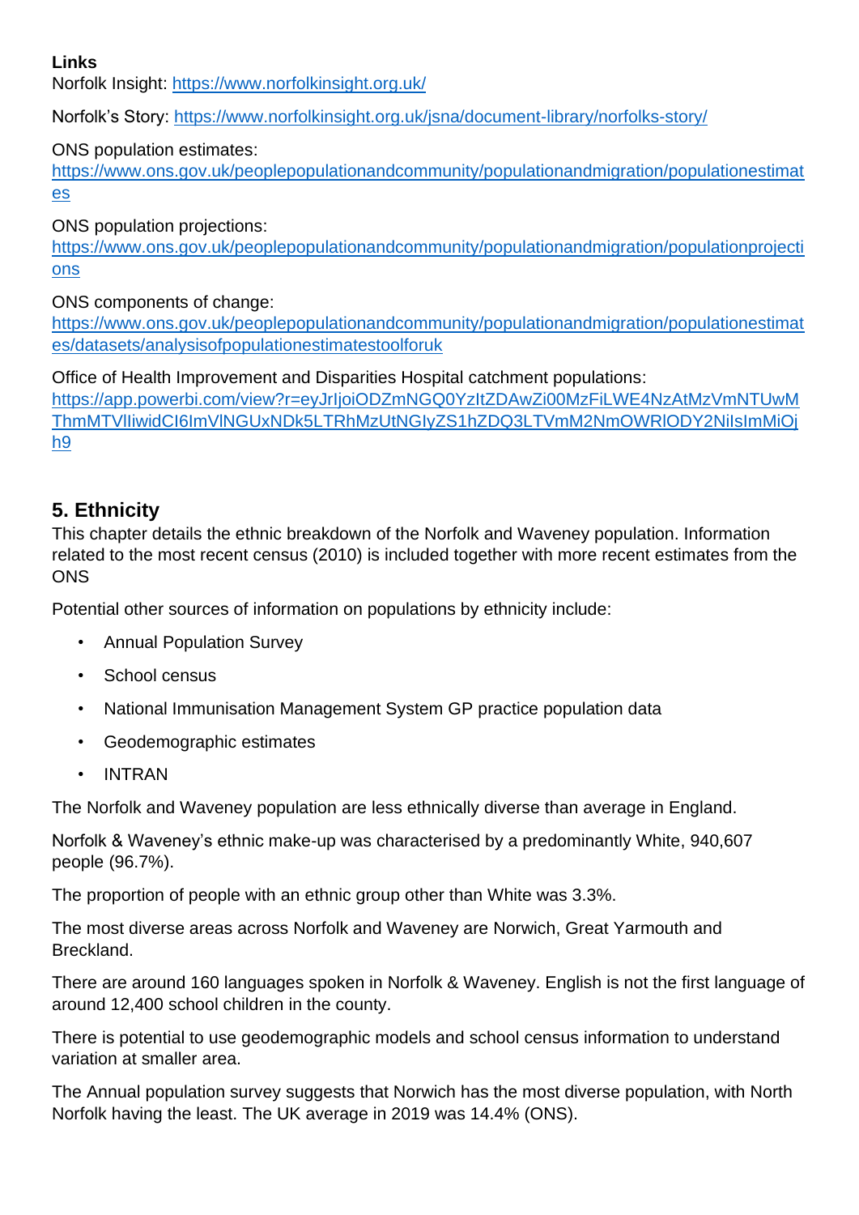**Links**

Norfolk Insight: https://www.norfolkinsight.org.uk/

Norfolk's Story: https://www.norfolkinsight.org.uk/jsna/document-library/norfolks-story/

ONS population estimates:
https://www.ons.gov.uk/peoplepopulationandcommunity/populationandmigration/populationestimates

ONS population projections:
https://www.ons.gov.uk/peoplepopulationandcommunity/populationandmigration/populationprojections

ONS components of change:
https://www.ons.gov.uk/peoplepopulationandcommunity/populationandmigration/populationestimates/datasets/analysisofpopulationestimatestoolforuk

Office of Health Improvement and Disparities Hospital catchment populations:
https://app.powerbi.com/view?r=eyJrIjoiODZmNGQ0YzItZDAwZi00MzFiLWE4NzAtMzVmNTUwMThmMTVlIiwidCI6ImVlNGUxNDk5LTRhMzUtNGIyZS1hZDQ3LTVmM2NmOWRlODY2NiIsImMiOjh9

## 5. Ethnicity

This chapter details the ethnic breakdown of the Norfolk and Waveney population. Information related to the most recent census (2010) is included together with more recent estimates from the ONS

Potential other sources of information on populations by ethnicity include:

- Annual Population Survey
- School census
- National Immunisation Management System GP practice population data
- Geodemographic estimates
- INTRAN

The Norfolk and Waveney population are less ethnically diverse than average in England.

Norfolk & Waveney's ethnic make-up was characterised by a predominantly White, 940,607 people (96.7%).

The proportion of people with an ethnic group other than White was 3.3%.

The most diverse areas across Norfolk and Waveney are Norwich, Great Yarmouth and Breckland.

There are around 160 languages spoken in Norfolk & Waveney. English is not the first language of around 12,400 school children in the county.

There is potential to use geodemographic models and school census information to understand variation at smaller area.

The Annual population survey suggests that Norwich has the most diverse population, with North Norfolk having the least. The UK average in 2019 was 14.4% (ONS).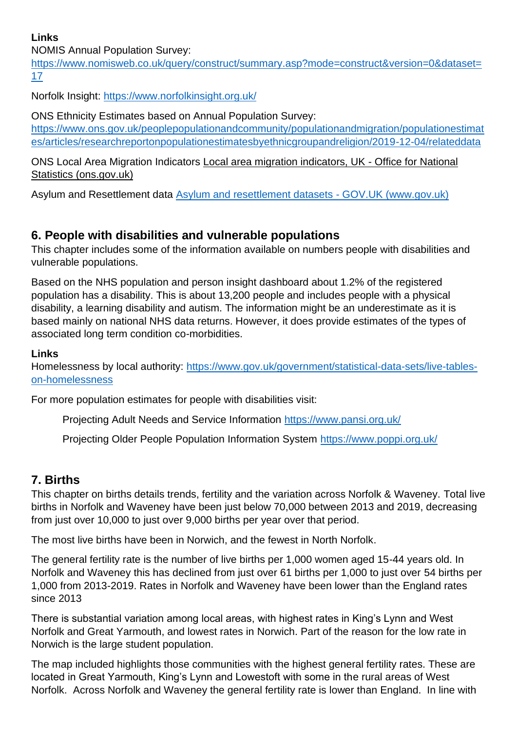**Links**

NOMIS Annual Population Survey:
https://www.nomisweb.co.uk/query/construct/summary.asp?mode=construct&version=0&dataset=17

Norfolk Insight: https://www.norfolkinsight.org.uk/

ONS Ethnicity Estimates based on Annual Population Survey:
https://www.ons.gov.uk/peoplepopulationandcommunity/populationandmigration/populationestimates/articles/researchreportonpopulationestimatesbyethnicgroupandreligion/2019-12-04/relateddata

ONS Local Area Migration Indicators Local area migration indicators, UK - Office for National Statistics (ons.gov.uk)

Asylum and Resettlement data Asylum and resettlement datasets - GOV.UK (www.gov.uk)

## 6. People with disabilities and vulnerable populations

This chapter includes some of the information available on numbers people with disabilities and vulnerable populations.

Based on the NHS population and person insight dashboard about 1.2% of the registered population has a disability. This is about 13,200 people and includes people with a physical disability, a learning disability and autism. The information might be an underestimate as it is based mainly on national NHS data returns. However, it does provide estimates of the types of associated long term condition co-morbidities.

**Links**

Homelessness by local authority: https://www.gov.uk/government/statistical-data-sets/live-tables-on-homelessness

For more population estimates for people with disabilities visit:

> Projecting Adult Needs and Service Information https://www.pansi.org.uk/
>
> Projecting Older People Population Information System https://www.poppi.org.uk/

## 7. Births

This chapter on births details trends, fertility and the variation across Norfolk & Waveney. Total live births in Norfolk and Waveney have been just below 70,000 between 2013 and 2019, decreasing from just over 10,000 to just over 9,000 births per year over that period.

The most live births have been in Norwich, and the fewest in North Norfolk.

The general fertility rate is the number of live births per 1,000 women aged 15-44 years old. In Norfolk and Waveney this has declined from just over 61 births per 1,000 to just over 54 births per 1,000 from 2013-2019. Rates in Norfolk and Waveney have been lower than the England rates since 2013

There is substantial variation among local areas, with highest rates in King's Lynn and West Norfolk and Great Yarmouth, and lowest rates in Norwich. Part of the reason for the low rate in Norwich is the large student population.

The map included highlights those communities with the highest general fertility rates. These are located in Great Yarmouth, King's Lynn and Lowestoft with some in the rural areas of West Norfolk. Across Norfolk and Waveney the general fertility rate is lower than England. In line with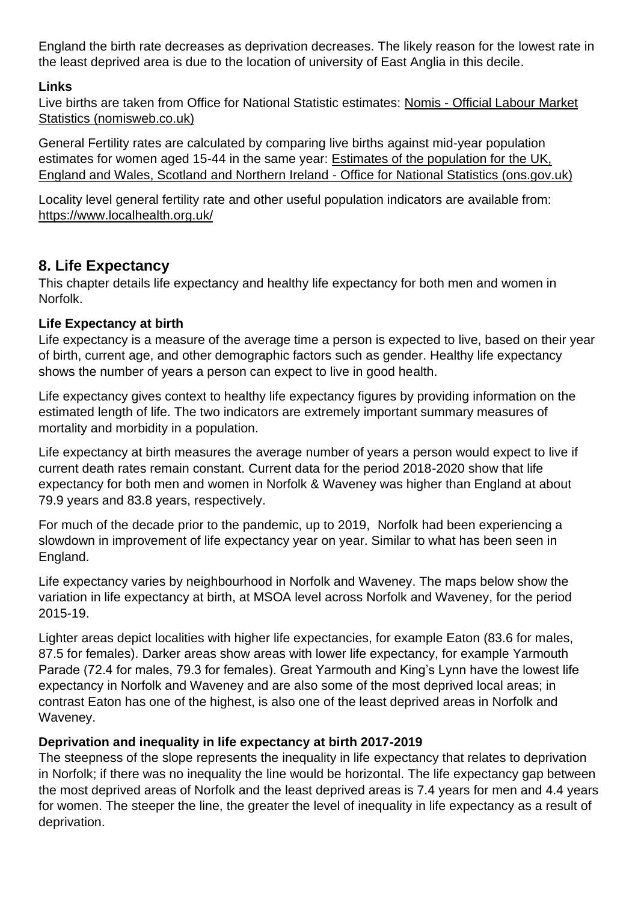England the birth rate decreases as deprivation decreases. The likely reason for the lowest rate in the least deprived area is due to the location of university of East Anglia in this decile.

**Links**

Live births are taken from Office for National Statistic estimates: Nomis - Official Labour Market Statistics (nomisweb.co.uk)

General Fertility rates are calculated by comparing live births against mid-year population estimates for women aged 15-44 in the same year: Estimates of the population for the UK, England and Wales, Scotland and Northern Ireland - Office for National Statistics (ons.gov.uk)

Locality level general fertility rate and other useful population indicators are available from: https://www.localhealth.org.uk/

## 8. Life Expectancy

This chapter details life expectancy and healthy life expectancy for both men and women in Norfolk.

**Life Expectancy at birth**

Life expectancy is a measure of the average time a person is expected to live, based on their year of birth, current age, and other demographic factors such as gender. Healthy life expectancy shows the number of years a person can expect to live in good health.

Life expectancy gives context to healthy life expectancy figures by providing information on the estimated length of life. The two indicators are extremely important summary measures of mortality and morbidity in a population.

Life expectancy at birth measures the average number of years a person would expect to live if current death rates remain constant. Current data for the period 2018-2020 show that life expectancy for both men and women in Norfolk & Waveney was higher than England at about 79.9 years and 83.8 years, respectively.

For much of the decade prior to the pandemic, up to 2019, Norfolk had been experiencing a slowdown in improvement of life expectancy year on year. Similar to what has been seen in England.

Life expectancy varies by neighbourhood in Norfolk and Waveney. The maps below show the variation in life expectancy at birth, at MSOA level across Norfolk and Waveney, for the period 2015-19.

Lighter areas depict localities with higher life expectancies, for example Eaton (83.6 for males, 87.5 for females). Darker areas show areas with lower life expectancy, for example Yarmouth Parade (72.4 for males, 79.3 for females). Great Yarmouth and King's Lynn have the lowest life expectancy in Norfolk and Waveney and are also some of the most deprived local areas; in contrast Eaton has one of the highest, is also one of the least deprived areas in Norfolk and Waveney.

**Deprivation and inequality in life expectancy at birth 2017-2019**

The steepness of the slope represents the inequality in life expectancy that relates to deprivation in Norfolk; if there was no inequality the line would be horizontal. The life expectancy gap between the most deprived areas of Norfolk and the least deprived areas is 7.4 years for men and 4.4 years for women. The steeper the line, the greater the level of inequality in life expectancy as a result of deprivation.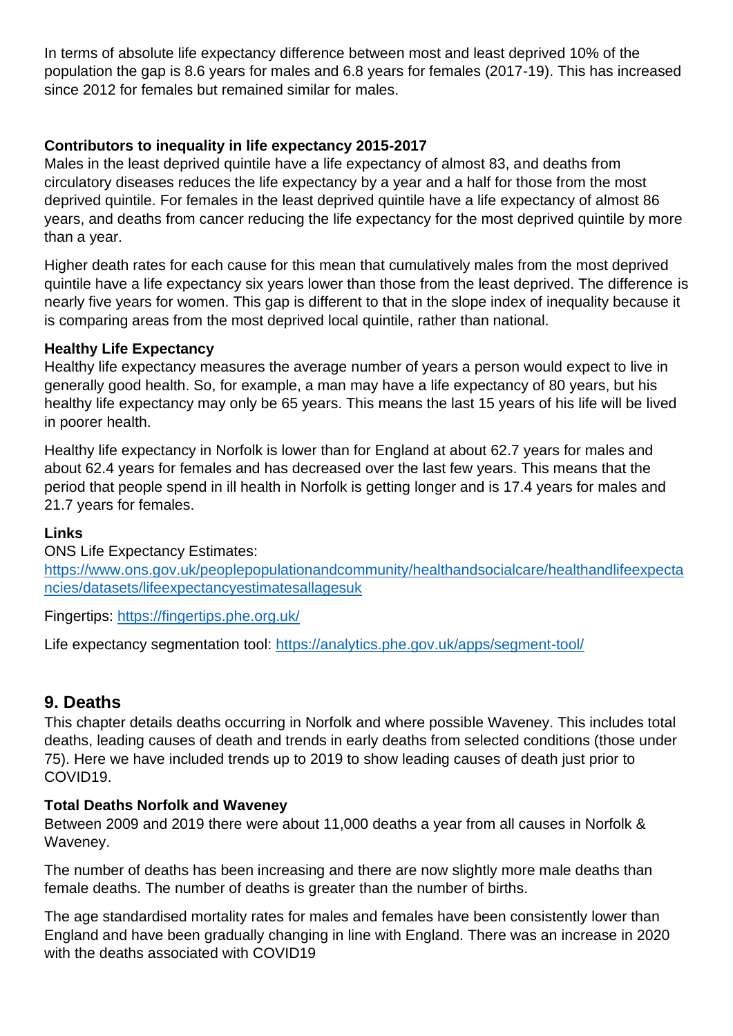In terms of absolute life expectancy difference between most and least deprived 10% of the population the gap is 8.6 years for males and 6.8 years for females (2017-19). This has increased since 2012 for females but remained similar for males.

**Contributors to inequality in life expectancy 2015-2017**

Males in the least deprived quintile have a life expectancy of almost 83, and deaths from circulatory diseases reduces the life expectancy by a year and a half for those from the most deprived quintile. For females in the least deprived quintile have a life expectancy of almost 86 years, and deaths from cancer reducing the life expectancy for the most deprived quintile by more than a year.

Higher death rates for each cause for this mean that cumulatively males from the most deprived quintile have a life expectancy six years lower than those from the least deprived. The difference is nearly five years for women. This gap is different to that in the slope index of inequality because it is comparing areas from the most deprived local quintile, rather than national.

**Healthy Life Expectancy**

Healthy life expectancy measures the average number of years a person would expect to live in generally good health. So, for example, a man may have a life expectancy of 80 years, but his healthy life expectancy may only be 65 years. This means the last 15 years of his life will be lived in poorer health.

Healthy life expectancy in Norfolk is lower than for England at about 62.7 years for males and about 62.4 years for females and has decreased over the last few years. This means that the period that people spend in ill health in Norfolk is getting longer and is 17.4 years for males and 21.7 years for females.

**Links**

ONS Life Expectancy Estimates: https://www.ons.gov.uk/peoplepopulationandcommunity/healthandsocialcare/healthandlifeexpectancies/datasets/lifeexpectancyestimatesallagesuk

Fingertips: https://fingertips.phe.org.uk/

Life expectancy segmentation tool: https://analytics.phe.gov.uk/apps/segment-tool/

## 9. Deaths

This chapter details deaths occurring in Norfolk and where possible Waveney. This includes total deaths, leading causes of death and trends in early deaths from selected conditions (those under 75). Here we have included trends up to 2019 to show leading causes of death just prior to COVID19.

**Total Deaths Norfolk and Waveney**

Between 2009 and 2019 there were about 11,000 deaths a year from all causes in Norfolk & Waveney.

The number of deaths has been increasing and there are now slightly more male deaths than female deaths. The number of deaths is greater than the number of births.

The age standardised mortality rates for males and females have been consistently lower than England and have been gradually changing in line with England. There was an increase in 2020 with the deaths associated with COVID19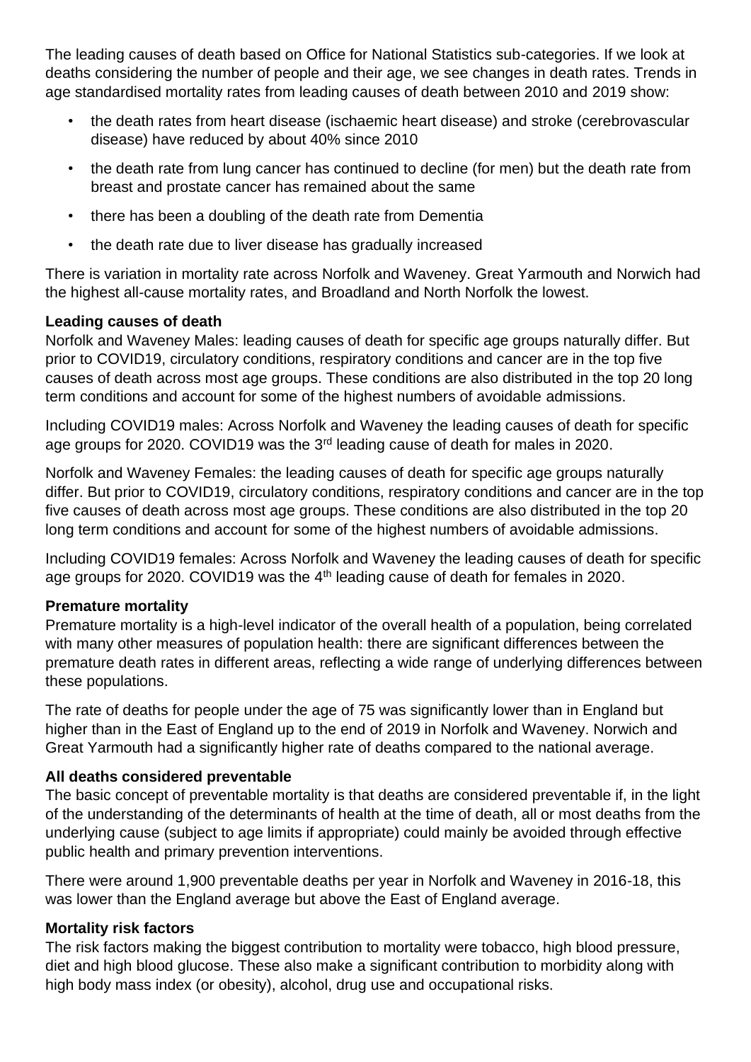The leading causes of death based on Office for National Statistics sub-categories. If we look at deaths considering the number of people and their age, we see changes in death rates. Trends in age standardised mortality rates from leading causes of death between 2010 and 2019 show:

- the death rates from heart disease (ischaemic heart disease) and stroke (cerebrovascular disease) have reduced by about 40% since 2010
- the death rate from lung cancer has continued to decline (for men) but the death rate from breast and prostate cancer has remained about the same
- there has been a doubling of the death rate from Dementia
- the death rate due to liver disease has gradually increased

There is variation in mortality rate across Norfolk and Waveney. Great Yarmouth and Norwich had the highest all-cause mortality rates, and Broadland and North Norfolk the lowest.

**Leading causes of death**

Norfolk and Waveney Males: leading causes of death for specific age groups naturally differ. But prior to COVID19, circulatory conditions, respiratory conditions and cancer are in the top five causes of death across most age groups. These conditions are also distributed in the top 20 long term conditions and account for some of the highest numbers of avoidable admissions.

Including COVID19 males: Across Norfolk and Waveney the leading causes of death for specific age groups for 2020. COVID19 was the 3rd leading cause of death for males in 2020.

Norfolk and Waveney Females: the leading causes of death for specific age groups naturally differ. But prior to COVID19, circulatory conditions, respiratory conditions and cancer are in the top five causes of death across most age groups. These conditions are also distributed in the top 20 long term conditions and account for some of the highest numbers of avoidable admissions.

Including COVID19 females: Across Norfolk and Waveney the leading causes of death for specific age groups for 2020. COVID19 was the 4th leading cause of death for females in 2020.

**Premature mortality**

Premature mortality is a high-level indicator of the overall health of a population, being correlated with many other measures of population health: there are significant differences between the premature death rates in different areas, reflecting a wide range of underlying differences between these populations.

The rate of deaths for people under the age of 75 was significantly lower than in England but higher than in the East of England up to the end of 2019 in Norfolk and Waveney. Norwich and Great Yarmouth had a significantly higher rate of deaths compared to the national average.

**All deaths considered preventable**

The basic concept of preventable mortality is that deaths are considered preventable if, in the light of the understanding of the determinants of health at the time of death, all or most deaths from the underlying cause (subject to age limits if appropriate) could mainly be avoided through effective public health and primary prevention interventions.

There were around 1,900 preventable deaths per year in Norfolk and Waveney in 2016-18, this was lower than the England average but above the East of England average.

**Mortality risk factors**

The risk factors making the biggest contribution to mortality were tobacco, high blood pressure, diet and high blood glucose. These also make a significant contribution to morbidity along with high body mass index (or obesity), alcohol, drug use and occupational risks.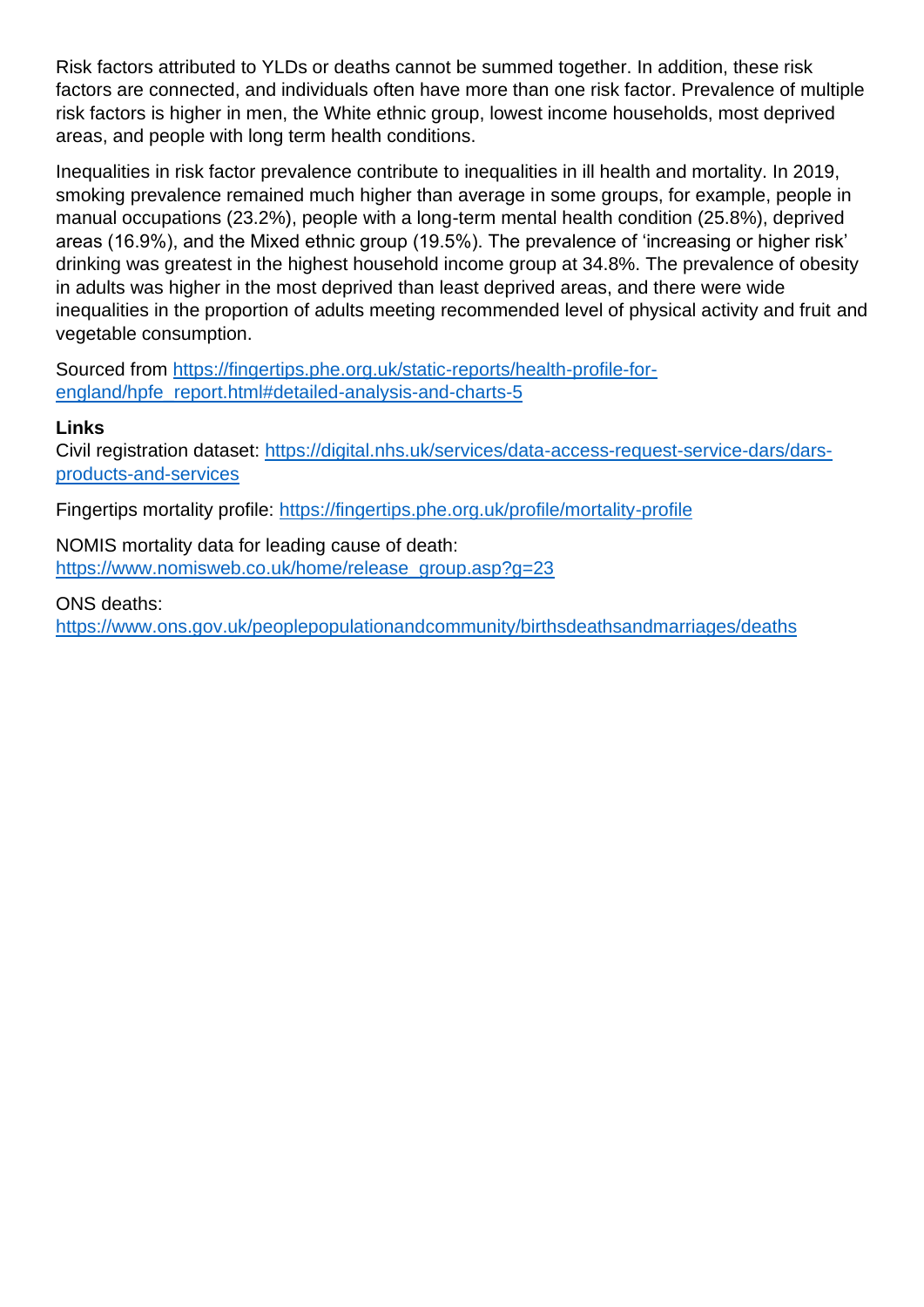Risk factors attributed to YLDs or deaths cannot be summed together. In addition, these risk factors are connected, and individuals often have more than one risk factor. Prevalence of multiple risk factors is higher in men, the White ethnic group, lowest income households, most deprived areas, and people with long term health conditions.

Inequalities in risk factor prevalence contribute to inequalities in ill health and mortality. In 2019, smoking prevalence remained much higher than average in some groups, for example, people in manual occupations (23.2%), people with a long-term mental health condition (25.8%), deprived areas (16.9%), and the Mixed ethnic group (19.5%). The prevalence of 'increasing or higher risk' drinking was greatest in the highest household income group at 34.8%. The prevalence of obesity in adults was higher in the most deprived than least deprived areas, and there were wide inequalities in the proportion of adults meeting recommended level of physical activity and fruit and vegetable consumption.

Sourced from [https://fingertips.phe.org.uk/static-reports/health-profile-for-england/hpfe_report.html#detailed-analysis-and-charts-5](https://fingertips.phe.org.uk/static-reports/health-profile-for-england/hpfe_report.html#detailed-analysis-and-charts-5)

**Links**

Civil registration dataset: [https://digital.nhs.uk/services/data-access-request-service-dars/dars-products-and-services](https://digital.nhs.uk/services/data-access-request-service-dars/dars-products-and-services)

Fingertips mortality profile: [https://fingertips.phe.org.uk/profile/mortality-profile](https://fingertips.phe.org.uk/profile/mortality-profile)

NOMIS mortality data for leading cause of death: [https://www.nomisweb.co.uk/home/release_group.asp?g=23](https://www.nomisweb.co.uk/home/release_group.asp?g=23)

ONS deaths: [https://www.ons.gov.uk/peoplepopulationandcommunity/birthsdeathsandmarriages/deaths](https://www.ons.gov.uk/peoplepopulationandcommunity/birthsdeathsandmarriages/deaths)